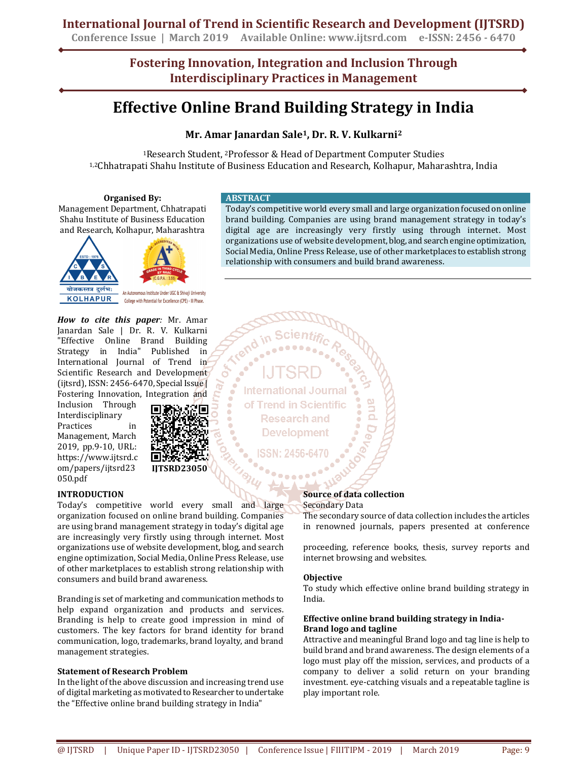# Fostering Innovation, Integration and Inclusion Through Interdisciplinary Practices in Management

# Effective Online Brand Building Strategy in India

**Mr. Amar Janardan Sale[1], Dr. R. V. Kulkarni[2]**

[1]Research Student, [2]Professor & Head of Department Computer Studies
[1,2]Chhatrapati Shahu Institute of Business Education and Research, Kolhapur, Maharashtra, India

**Organised By:**
Management Department, Chhatrapati Shahu Institute of Business Education and Research, Kolhapur, Maharashtra

An Autonomous Institute Under UGC & Shivaji University College with Potential for Excellence (CPE) - III Phase.

## ABSTRACT

Today's competitive world every small and large organization focused on online brand building. Companies are using brand management strategy in today's digital age are increasingly very firstly using through internet. Most organizations use of website development, blog, and search engine optimization, Social Media, Online Press Release, use of other marketplaces to establish strong relationship with consumers and build brand awareness.

***How to cite this paper**:* Mr. Amar Janardan Sale | Dr. R. V. Kulkarni "Effective Online Brand Building Strategy in India" Published in International Journal of Trend in Scientific Research and Development (ijtsrd), ISSN: 2456-6470, Special Issue | Fostering Innovation, Integration and Inclusion Through Interdisciplinary Practices in Management, March 2019, pp.9-10, URL: https://www.ijtsrd.com/papers/ijtsrd23050.pdf

**IJTSRD23050**

## INTRODUCTION

Today's competitive world every small and large organization focused on online brand building. Companies are using brand management strategy in today's digital age are increasingly very firstly using through internet. Most organizations use of website development, blog, and search engine optimization, Social Media, Online Press Release, use of other marketplaces to establish strong relationship with consumers and build brand awareness.

Branding is set of marketing and communication methods to help expand organization and products and services. Branding is help to create good impression in mind of customers. The key factors for brand identity for brand communication, logo, trademarks, brand loyalty, and brand management strategies.

### Statement of Research Problem

In the light of the above discussion and increasing trend use of digital marketing as motivated to Researcher to undertake the "Effective online brand building strategy in India"

### Source of data collection

Secondary Data

The secondary source of data collection includes the articles in renowned journals, papers presented at conference proceeding, reference books, thesis, survey reports and internet browsing and websites.

### Objective

To study which effective online brand building strategy in India.

### Effective online brand building strategy in India-

### Brand logo and tagline

Attractive and meaningful Brand logo and tag line is help to build brand and brand awareness. The design elements of a logo must play off the mission, services, and products of a company to deliver a solid return on your branding investment. eye-catching visuals and a repeatable tagline is play important role.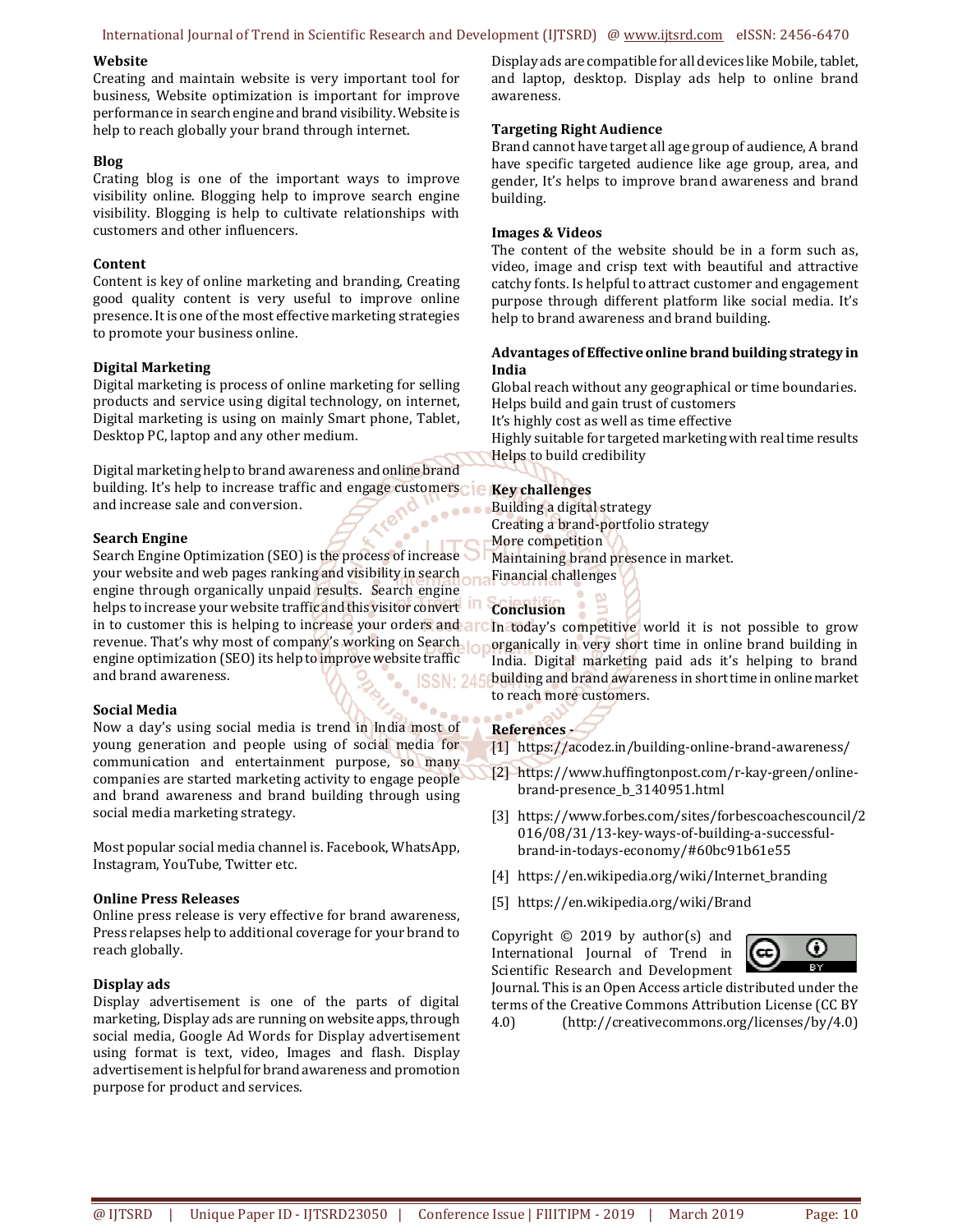**Website**

Creating and maintain website is very important tool for business, Website optimization is important for improve performance in search engine and brand visibility. Website is help to reach globally your brand through internet.

**Blog**

Crating blog is one of the important ways to improve visibility online. Blogging help to improve search engine visibility. Blogging is help to cultivate relationships with customers and other influencers.

**Content**

Content is key of online marketing and branding, Creating good quality content is very useful to improve online presence. It is one of the most effective marketing strategies to promote your business online.

**Digital Marketing**

Digital marketing is process of online marketing for selling products and service using digital technology, on internet, Digital marketing is using on mainly Smart phone, Tablet, Desktop PC, laptop and any other medium.

Digital marketing help to brand awareness and online brand building. It's help to increase traffic and engage customers and increase sale and conversion.

**Search Engine**

Search Engine Optimization (SEO) is the process of increase your website and web pages ranking and visibility in search engine through organically unpaid results. Search engine helps to increase your website traffic and this visitor convert in to customer this is helping to increase your orders and revenue. That's why most of company's working on Search engine optimization (SEO) its help to improve website traffic and brand awareness.

**Social Media**

Now a day's using social media is trend in India most of young generation and people using of social media for communication and entertainment purpose, so many companies are started marketing activity to engage people and brand awareness and brand building through using social media marketing strategy.

Most popular social media channel is. Facebook, WhatsApp, Instagram, YouTube, Twitter etc.

**Online Press Releases**

Online press release is very effective for brand awareness, Press relapses help to additional coverage for your brand to reach globally.

**Display ads**

Display advertisement is one of the parts of digital marketing, Display ads are running on website apps, through social media, Google Ad Words for Display advertisement using format is text, video, Images and flash. Display advertisement is helpful for brand awareness and promotion purpose for product and services.

Display ads are compatible for all devices like Mobile, tablet, and laptop, desktop. Display ads help to online brand awareness.

**Targeting Right Audience**

Brand cannot have target all age group of audience, A brand have specific targeted audience like age group, area, and gender, It's helps to improve brand awareness and brand building.

**Images & Videos**

The content of the website should be in a form such as, video, image and crisp text with beautiful and attractive catchy fonts. Is helpful to attract customer and engagement purpose through different platform like social media. It's help to brand awareness and brand building.

**Advantages of Effective online brand building strategy in India**

Global reach without any geographical or time boundaries.
Helps build and gain trust of customers
It's highly cost as well as time effective
Highly suitable for targeted marketing with real time results
Helps to build credibility

**Key challenges**

Building a digital strategy
Creating a brand-portfolio strategy
More competition
Maintaining brand presence in market.
Financial challenges

**Conclusion**

In today's competitive world it is not possible to grow organically in very short time in online brand building in India. Digital marketing paid ads it's helping to brand building and brand awareness in short time in online market to reach more customers.

**References -**

[1] https://acodez.in/building-online-brand-awareness/

[2] https://www.huffingtonpost.com/r-kay-green/online-brand-presence_b_3140951.html

[3] https://www.forbes.com/sites/forbescoachescouncil/2016/08/31/13-key-ways-of-building-a-successful-brand-in-todays-economy/#60bc91b61e55

[4] https://en.wikipedia.org/wiki/Internet_branding

[5] https://en.wikipedia.org/wiki/Brand

Copyright © 2019 by author(s) and International Journal of Trend in Scientific Research and Development Journal. This is an Open Access article distributed under the terms of the Creative Commons Attribution License (CC BY 4.0) (http://creativecommons.org/licenses/by/4.0)